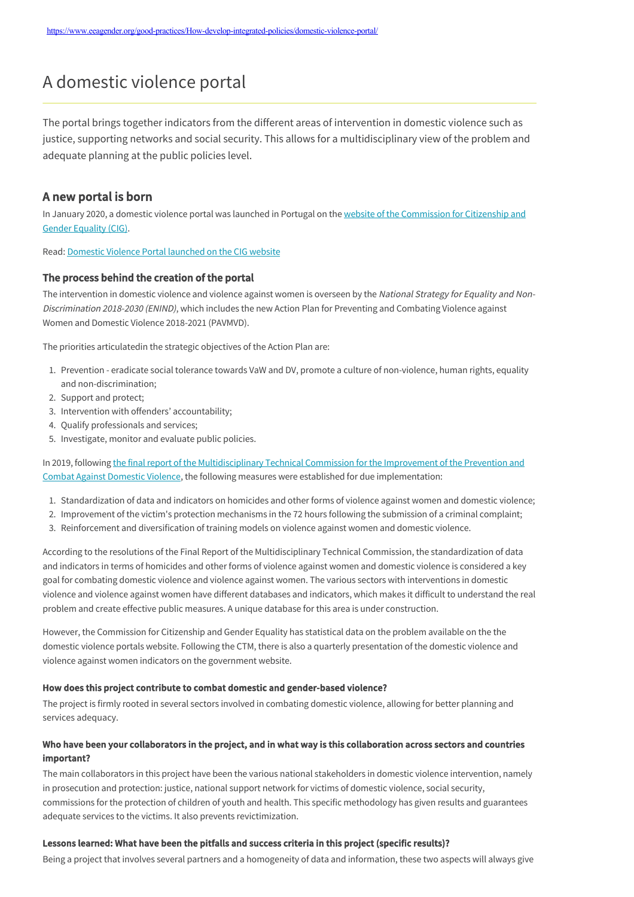https://www.eeagender.org/good-practices/How-develop-integrated-policies/domestic-violence-portal/

# A domestic violence portal

The portal brings together indicators from the different areas of intervention in domestic violence such as justice, supporting networks and social security. This allows for a multidisciplinary view of the problem and adequate planning at the public policies level.

## A new portal is born

In January 2020, a domestic violence portal was launched in Portugal on the website of the Commission for Citizenship and Gender Equality (CIG).

Read: Domestic Violence Portal launched on the CIG website

### The process behind the creation of the portal

The intervention in domestic violence and violence against women is overseen by the *National Strategy for Equality and Non-Discrimination 2018-2030 (ENIND)*, which includes the new Action Plan for Preventing and Combating Violence against Women and Domestic Violence 2018-2021 (PAVMVD).

The priorities articulatedin the strategic objectives of the Action Plan are:

1. Prevention - eradicate social tolerance towards VaW and DV, promote a culture of non-violence, human rights, equality and non-discrimination;
2. Support and protect;
3. Intervention with offenders' accountability;
4. Qualify professionals and services;
5. Investigate, monitor and evaluate public policies.

In 2019, following the final report of the Multidisciplinary Technical Commission for the Improvement of the Prevention and Combat Against Domestic Violence, the following measures were established for due implementation:

1. Standardization of data and indicators on homicides and other forms of violence against women and domestic violence;
2. Improvement of the victim's protection mechanisms in the 72 hours following the submission of a criminal complaint;
3. Reinforcement and diversification of training models on violence against women and domestic violence.

According to the resolutions of the Final Report of the Multidisciplinary Technical Commission, the standardization of data and indicators in terms of homicides and other forms of violence against women and domestic violence is considered a key goal for combating domestic violence and violence against women. The various sectors with interventions in domestic violence and violence against women have different databases and indicators, which makes it difficult to understand the real problem and create effective public measures. A unique database for this area is under construction.

However, the Commission for Citizenship and Gender Equality has statistical data on the problem available on the the domestic violence portals website. Following the CTM, there is also a quarterly presentation of the domestic violence and violence against women indicators on the government website.

#### How does this project contribute to combat domestic and gender-based violence?

The project is firmly rooted in several sectors involved in combating domestic violence, allowing for better planning and services adequacy.

#### Who have been your collaborators in the project, and in what way is this collaboration across sectors and countries important?

The main collaborators in this project have been the various national stakeholders in domestic violence intervention, namely in prosecution and protection: justice, national support network for victims of domestic violence, social security, commissions for the protection of children of youth and health. This specific methodology has given results and guarantees adequate services to the victims. It also prevents revictimization.

#### Lessons learned: What have been the pitfalls and success criteria in this project (specific results)?

Being a project that involves several partners and a homogeneity of data and information, these two aspects will always give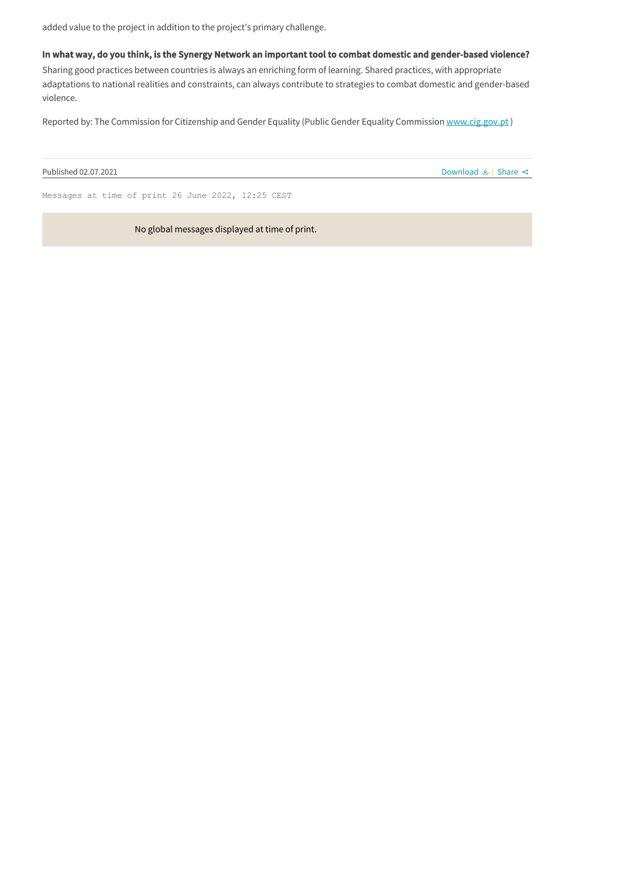added value to the project in addition to the project's primary challenge.

**In what way, do you think, is the Synergy Network an important tool to combat domestic and gender-based violence?**

Sharing good practices between countries is always an enriching form of learning. Shared practices, with appropriate adaptations to national realities and constraints, can always contribute to strategies to combat domestic and gender-based violence.

Reported by: The Commission for Citizenship and Gender Equality (Public Gender Equality Commission www.cig.gov.pt )

Published 02.07.2021

Download | Share

Messages at time of print 26 June 2022, 12:25 CEST

No global messages displayed at time of print.